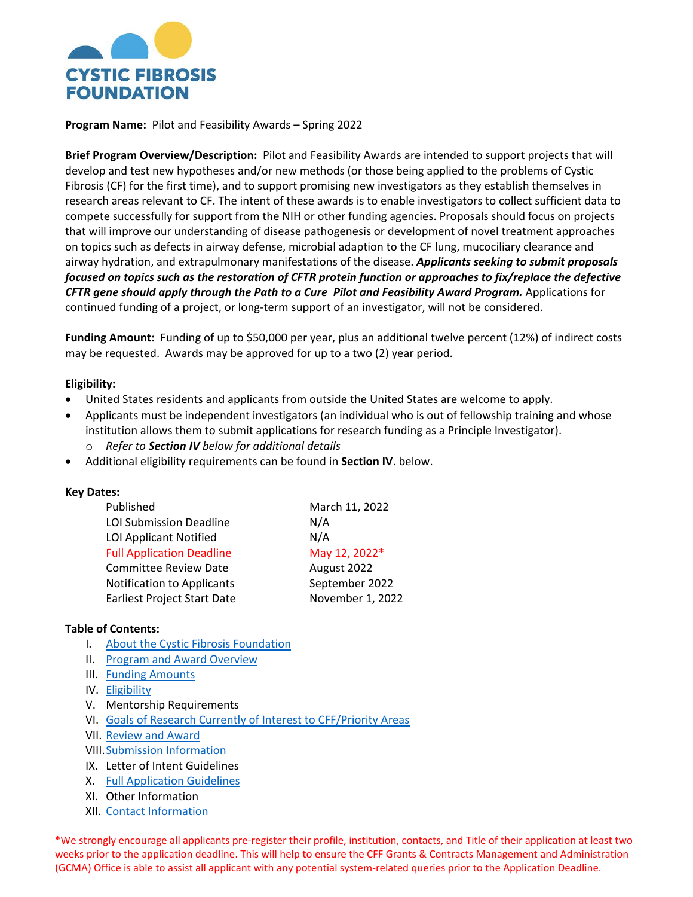**CYSTIC FIBROSIS FOUNDATION**

**Program Name:** Pilot and Feasibility Awards – Spring 2022

**Brief Program Overview/Description:** Pilot and Feasibility Awards are intended to support projects that will develop and test new hypotheses and/or new methods (or those being applied to the problems of Cystic Fibrosis (CF) for the first time), and to support promising new investigators as they establish themselves in research areas relevant to CF. The intent of these awards is to enable investigators to collect sufficient data to compete successfully for support from the NIH or other funding agencies. Proposals should focus on projects that will improve our understanding of disease pathogenesis or development of novel treatment approaches on topics such as defects in airway defense, microbial adaption to the CF lung, mucociliary clearance and airway hydration, and extrapulmonary manifestations of the disease. ***Applicants seeking to submit proposals focused on topics such as the restoration of CFTR protein function or approaches to fix/replace the defective CFTR gene should apply through the Path to a Cure Pilot and Feasibility Award Program.*** Applications for continued funding of a project, or long-term support of an investigator, will not be considered.

**Funding Amount:** Funding of up to $50,000 per year, plus an additional twelve percent (12%) of indirect costs may be requested. Awards may be approved for up to a two (2) year period.

**Eligibility:**

- United States residents and applicants from outside the United States are welcome to apply.
- Applicants must be independent investigators (an individual who is out of fellowship training and whose institution allows them to submit applications for research funding as a Principle Investigator).
    - *Refer to **Section IV** below for additional details*
- Additional eligibility requirements can be found in **Section IV**. below.

**Key Dates:**

| | |
|---|---|
| Published | March 11, 2022 |
| LOI Submission Deadline | N/A |
| LOI Applicant Notified | N/A |
| Full Application Deadline | May 12, 2022* |
| Committee Review Date | August 2022 |
| Notification to Applicants | September 2022 |
| Earliest Project Start Date | November 1, 2022 |

**Table of Contents:**

I. About the Cystic Fibrosis Foundation
II. Program and Award Overview
III. Funding Amounts
IV. Eligibility
V. Mentorship Requirements
VI. Goals of Research Currently of Interest to CFF/Priority Areas
VII. Review and Award
VIII. Submission Information
IX. Letter of Intent Guidelines
X. Full Application Guidelines
XI. Other Information
XII. Contact Information

*We strongly encourage all applicants pre-register their profile, institution, contacts, and Title of their application at least two weeks prior to the application deadline. This will help to ensure the CFF Grants & Contracts Management and Administration (GCMA) Office is able to assist all applicant with any potential system-related queries prior to the Application Deadline.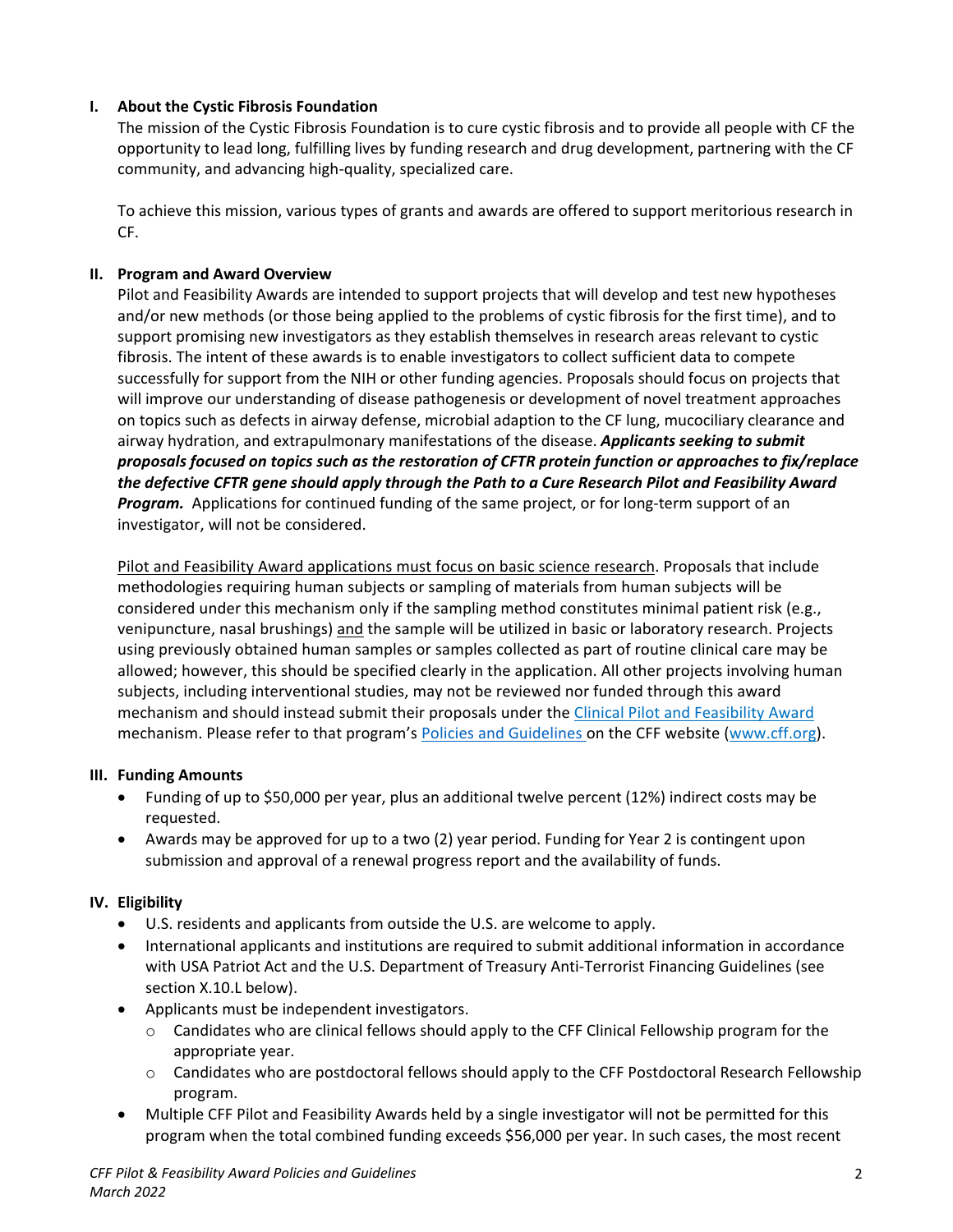## I. About the Cystic Fibrosis Foundation

The mission of the Cystic Fibrosis Foundation is to cure cystic fibrosis and to provide all people with CF the opportunity to lead long, fulfilling lives by funding research and drug development, partnering with the CF community, and advancing high-quality, specialized care.

To achieve this mission, various types of grants and awards are offered to support meritorious research in CF.

## II. Program and Award Overview

Pilot and Feasibility Awards are intended to support projects that will develop and test new hypotheses and/or new methods (or those being applied to the problems of cystic fibrosis for the first time), and to support promising new investigators as they establish themselves in research areas relevant to cystic fibrosis. The intent of these awards is to enable investigators to collect sufficient data to compete successfully for support from the NIH or other funding agencies. Proposals should focus on projects that will improve our understanding of disease pathogenesis or development of novel treatment approaches on topics such as defects in airway defense, microbial adaption to the CF lung, mucociliary clearance and airway hydration, and extrapulmonary manifestations of the disease. ***Applicants seeking to submit proposals focused on topics such as the restoration of CFTR protein function or approaches to fix/replace the defective CFTR gene should apply through the Path to a Cure Research Pilot and Feasibility Award Program.*** Applications for continued funding of the same project, or for long-term support of an investigator, will not be considered.

Pilot and Feasibility Award applications must focus on basic science research. Proposals that include methodologies requiring human subjects or sampling of materials from human subjects will be considered under this mechanism only if the sampling method constitutes minimal patient risk (e.g., venipuncture, nasal brushings) and the sample will be utilized in basic or laboratory research. Projects using previously obtained human samples or samples collected as part of routine clinical care may be allowed; however, this should be specified clearly in the application. All other projects involving human subjects, including interventional studies, may not be reviewed nor funded through this award mechanism and should instead submit their proposals under the Clinical Pilot and Feasibility Award mechanism. Please refer to that program's Policies and Guidelines on the CFF website (www.cff.org).

## III. Funding Amounts

- Funding of up to $50,000 per year, plus an additional twelve percent (12%) indirect costs may be requested.
- Awards may be approved for up to a two (2) year period. Funding for Year 2 is contingent upon submission and approval of a renewal progress report and the availability of funds.

## IV. Eligibility

- U.S. residents and applicants from outside the U.S. are welcome to apply.
- International applicants and institutions are required to submit additional information in accordance with USA Patriot Act and the U.S. Department of Treasury Anti-Terrorist Financing Guidelines (see section X.10.L below).
- Applicants must be independent investigators.
  - Candidates who are clinical fellows should apply to the CFF Clinical Fellowship program for the appropriate year.
  - Candidates who are postdoctoral fellows should apply to the CFF Postdoctoral Research Fellowship program.
- Multiple CFF Pilot and Feasibility Awards held by a single investigator will not be permitted for this program when the total combined funding exceeds $56,000 per year. In such cases, the most recent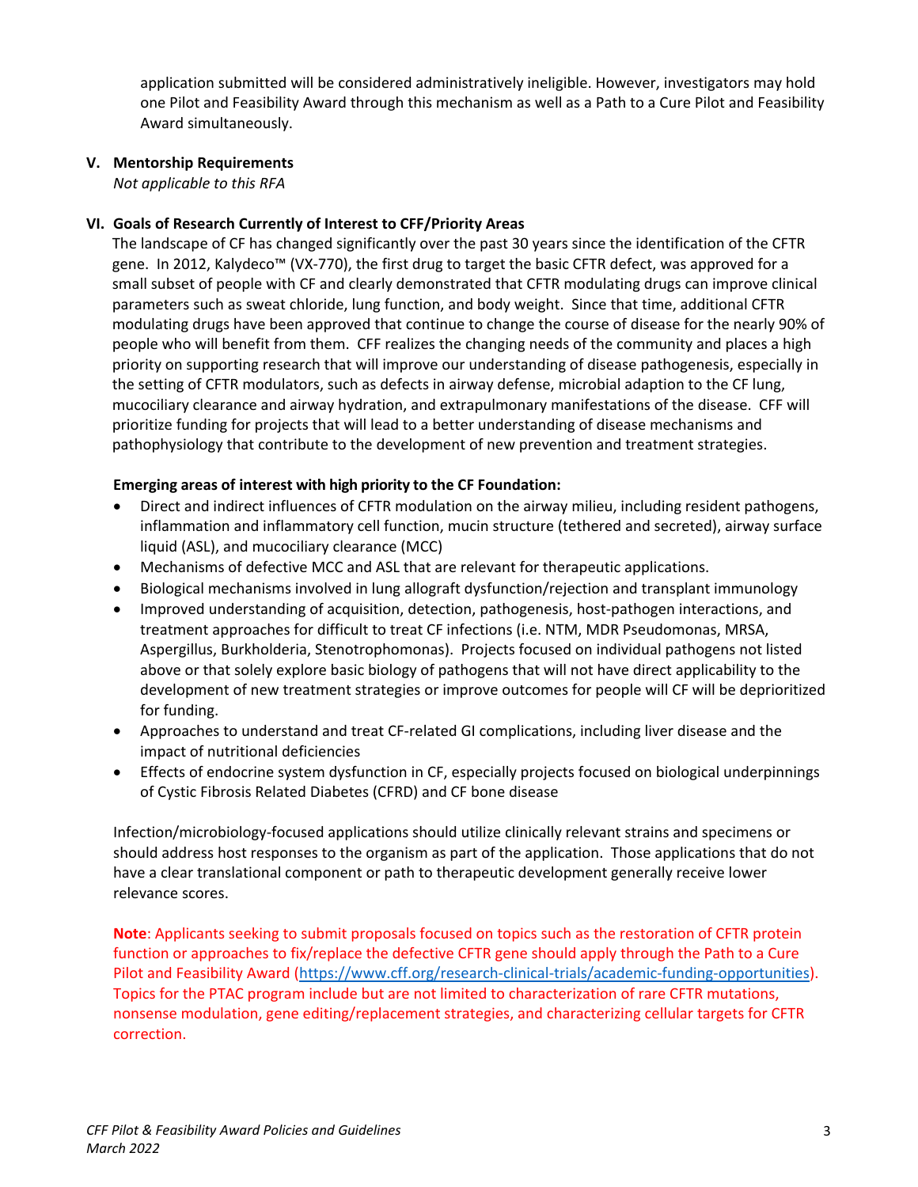application submitted will be considered administratively ineligible. However, investigators may hold one Pilot and Feasibility Award through this mechanism as well as a Path to a Cure Pilot and Feasibility Award simultaneously.

## V. Mentorship Requirements

*Not applicable to this RFA*

## VI. Goals of Research Currently of Interest to CFF/Priority Areas

The landscape of CF has changed significantly over the past 30 years since the identification of the CFTR gene. In 2012, Kalydeco™ (VX-770), the first drug to target the basic CFTR defect, was approved for a small subset of people with CF and clearly demonstrated that CFTR modulating drugs can improve clinical parameters such as sweat chloride, lung function, and body weight. Since that time, additional CFTR modulating drugs have been approved that continue to change the course of disease for the nearly 90% of people who will benefit from them. CFF realizes the changing needs of the community and places a high priority on supporting research that will improve our understanding of disease pathogenesis, especially in the setting of CFTR modulators, such as defects in airway defense, microbial adaption to the CF lung, mucociliary clearance and airway hydration, and extrapulmonary manifestations of the disease. CFF will prioritize funding for projects that will lead to a better understanding of disease mechanisms and pathophysiology that contribute to the development of new prevention and treatment strategies.

**Emerging areas of interest with high priority to the CF Foundation:**

- Direct and indirect influences of CFTR modulation on the airway milieu, including resident pathogens, inflammation and inflammatory cell function, mucin structure (tethered and secreted), airway surface liquid (ASL), and mucociliary clearance (MCC)
- Mechanisms of defective MCC and ASL that are relevant for therapeutic applications.
- Biological mechanisms involved in lung allograft dysfunction/rejection and transplant immunology
- Improved understanding of acquisition, detection, pathogenesis, host-pathogen interactions, and treatment approaches for difficult to treat CF infections (i.e. NTM, MDR Pseudomonas, MRSA, Aspergillus, Burkholderia, Stenotrophomonas). Projects focused on individual pathogens not listed above or that solely explore basic biology of pathogens that will not have direct applicability to the development of new treatment strategies or improve outcomes for people will CF will be deprioritized for funding.
- Approaches to understand and treat CF-related GI complications, including liver disease and the impact of nutritional deficiencies
- Effects of endocrine system dysfunction in CF, especially projects focused on biological underpinnings of Cystic Fibrosis Related Diabetes (CFRD) and CF bone disease

Infection/microbiology-focused applications should utilize clinically relevant strains and specimens or should address host responses to the organism as part of the application. Those applications that do not have a clear translational component or path to therapeutic development generally receive lower relevance scores.

**Note**: Applicants seeking to submit proposals focused on topics such as the restoration of CFTR protein function or approaches to fix/replace the defective CFTR gene should apply through the Path to a Cure Pilot and Feasibility Award (https://www.cff.org/research-clinical-trials/academic-funding-opportunities). Topics for the PTAC program include but are not limited to characterization of rare CFTR mutations, nonsense modulation, gene editing/replacement strategies, and characterizing cellular targets for CFTR correction.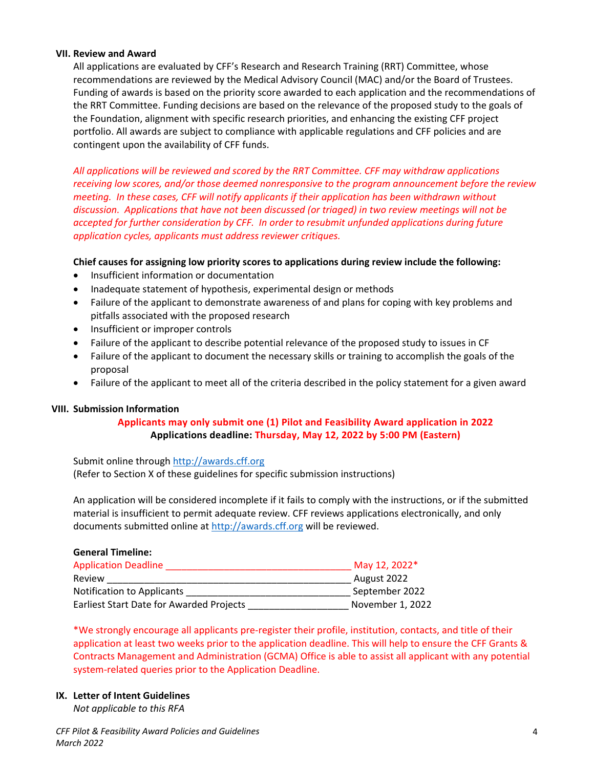## VII. Review and Award

All applications are evaluated by CFF's Research and Research Training (RRT) Committee, whose recommendations are reviewed by the Medical Advisory Council (MAC) and/or the Board of Trustees. Funding of awards is based on the priority score awarded to each application and the recommendations of the RRT Committee. Funding decisions are based on the relevance of the proposed study to the goals of the Foundation, alignment with specific research priorities, and enhancing the existing CFF project portfolio. All awards are subject to compliance with applicable regulations and CFF policies and are contingent upon the availability of CFF funds.

*All applications will be reviewed and scored by the RRT Committee. CFF may withdraw applications receiving low scores, and/or those deemed nonresponsive to the program announcement before the review meeting. In these cases, CFF will notify applicants if their application has been withdrawn without discussion. Applications that have not been discussed (or triaged) in two review meetings will not be accepted for further consideration by CFF. In order to resubmit unfunded applications during future application cycles, applicants must address reviewer critiques.*

**Chief causes for assigning low priority scores to applications during review include the following:**

- Insufficient information or documentation
- Inadequate statement of hypothesis, experimental design or methods
- Failure of the applicant to demonstrate awareness of and plans for coping with key problems and pitfalls associated with the proposed research
- Insufficient or improper controls
- Failure of the applicant to describe potential relevance of the proposed study to issues in CF
- Failure of the applicant to document the necessary skills or training to accomplish the goals of the proposal
- Failure of the applicant to meet all of the criteria described in the policy statement for a given award

## VIII. Submission Information

**Applicants may only submit one (1) Pilot and Feasibility Award application in 2022**

**Applications deadline: Thursday, May 12, 2022 by 5:00 PM (Eastern)**

Submit online through http://awards.cff.org
(Refer to Section X of these guidelines for specific submission instructions)

An application will be considered incomplete if it fails to comply with the instructions, or if the submitted material is insufficient to permit adequate review. CFF reviews applications electronically, and only documents submitted online at http://awards.cff.org will be reviewed.

**General Timeline:**

| | |
|---|---|
| Application Deadline | May 12, 2022* |
| Review | August 2022 |
| Notification to Applicants | September 2022 |
| Earliest Start Date for Awarded Projects | November 1, 2022 |

*We strongly encourage all applicants pre-register their profile, institution, contacts, and title of their application at least two weeks prior to the application deadline. This will help to ensure the CFF Grants & Contracts Management and Administration (GCMA) Office is able to assist all applicant with any potential system-related queries prior to the Application Deadline.

## IX. Letter of Intent Guidelines

*Not applicable to this RFA*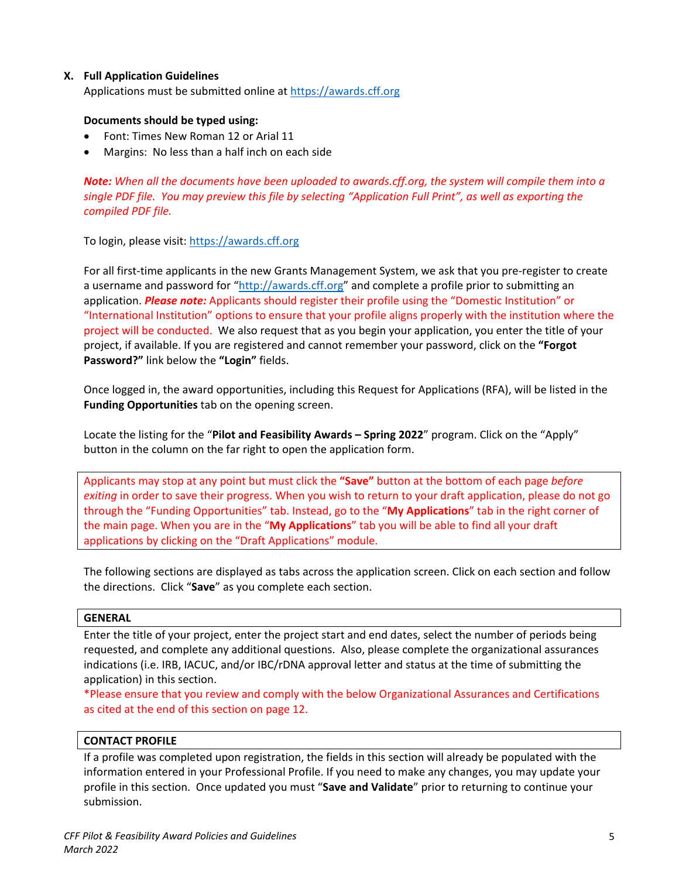## X. Full Application Guidelines

Applications must be submitted online at https://awards.cff.org

**Documents should be typed using:**

- Font: Times New Roman 12 or Arial 11
- Margins: No less than a half inch on each side

***Note:*** *When all the documents have been uploaded to awards.cff.org, the system will compile them into a single PDF file. You may preview this file by selecting "Application Full Print", as well as exporting the compiled PDF file.*

To login, please visit: https://awards.cff.org

For all first-time applicants in the new Grants Management System, we ask that you pre-register to create a username and password for "http://awards.cff.org" and complete a profile prior to submitting an application. ***Please note:*** Applicants should register their profile using the "Domestic Institution" or "International Institution" options to ensure that your profile aligns properly with the institution where the project will be conducted. We also request that as you begin your application, you enter the title of your project, if available. If you are registered and cannot remember your password, click on the **"Forgot Password?"** link below the **"Login"** fields.

Once logged in, the award opportunities, including this Request for Applications (RFA), will be listed in the **Funding Opportunities** tab on the opening screen.

Locate the listing for the "**Pilot and Feasibility Awards – Spring 2022**" program. Click on the "Apply" button in the column on the far right to open the application form.

> Applicants may stop at any point but must click the **"Save"** button at the bottom of each page *before exiting* in order to save their progress. When you wish to return to your draft application, please do not go through the "Funding Opportunities" tab. Instead, go to the "**My Applications**" tab in the right corner of the main page. When you are in the "**My Applications**" tab you will be able to find all your draft applications by clicking on the "Draft Applications" module.

The following sections are displayed as tabs across the application screen. Click on each section and follow the directions. Click "**Save**" as you complete each section.

**GENERAL**

Enter the title of your project, enter the project start and end dates, select the number of periods being requested, and complete any additional questions. Also, please complete the organizational assurances indications (i.e. IRB, IACUC, and/or IBC/rDNA approval letter and status at the time of submitting the application) in this section.

*Please ensure that you review and comply with the below Organizational Assurances and Certifications as cited at the end of this section on page 12.

**CONTACT PROFILE**

If a profile was completed upon registration, the fields in this section will already be populated with the information entered in your Professional Profile. If you need to make any changes, you may update your profile in this section. Once updated you must "**Save and Validate**" prior to returning to continue your submission.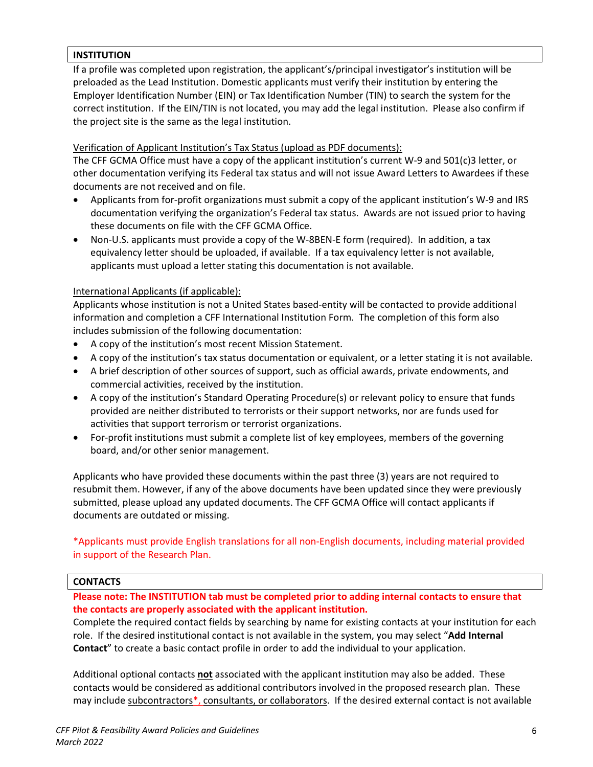## INSTITUTION

If a profile was completed upon registration, the applicant's/principal investigator's institution will be preloaded as the Lead Institution. Domestic applicants must verify their institution by entering the Employer Identification Number (EIN) or Tax Identification Number (TIN) to search the system for the correct institution. If the EIN/TIN is not located, you may add the legal institution. Please also confirm if the project site is the same as the legal institution.

Verification of Applicant Institution's Tax Status (upload as PDF documents):

The CFF GCMA Office must have a copy of the applicant institution's current W-9 and 501(c)3 letter, or other documentation verifying its Federal tax status and will not issue Award Letters to Awardees if these documents are not received and on file.

- Applicants from for-profit organizations must submit a copy of the applicant institution's W-9 and IRS documentation verifying the organization's Federal tax status. Awards are not issued prior to having these documents on file with the CFF GCMA Office.
- Non-U.S. applicants must provide a copy of the W-8BEN-E form (required). In addition, a tax equivalency letter should be uploaded, if available. If a tax equivalency letter is not available, applicants must upload a letter stating this documentation is not available.

International Applicants (if applicable):

Applicants whose institution is not a United States based-entity will be contacted to provide additional information and completion a CFF International Institution Form. The completion of this form also includes submission of the following documentation:

- A copy of the institution's most recent Mission Statement.
- A copy of the institution's tax status documentation or equivalent, or a letter stating it is not available.
- A brief description of other sources of support, such as official awards, private endowments, and commercial activities, received by the institution.
- A copy of the institution's Standard Operating Procedure(s) or relevant policy to ensure that funds provided are neither distributed to terrorists or their support networks, nor are funds used for activities that support terrorism or terrorist organizations.
- For-profit institutions must submit a complete list of key employees, members of the governing board, and/or other senior management.

Applicants who have provided these documents within the past three (3) years are not required to resubmit them. However, if any of the above documents have been updated since they were previously submitted, please upload any updated documents. The CFF GCMA Office will contact applicants if documents are outdated or missing.

*Applicants must provide English translations for all non-English documents, including material provided in support of the Research Plan.

## CONTACTS

**Please note: The INSTITUTION tab must be completed prior to adding internal contacts to ensure that the contacts are properly associated with the applicant institution.**

Complete the required contact fields by searching by name for existing contacts at your institution for each role. If the desired institutional contact is not available in the system, you may select "**Add Internal Contact**" to create a basic contact profile in order to add the individual to your application.

Additional optional contacts **not** associated with the applicant institution may also be added. These contacts would be considered as additional contributors involved in the proposed research plan. These may include subcontractors*, consultants, or collaborators. If the desired external contact is not available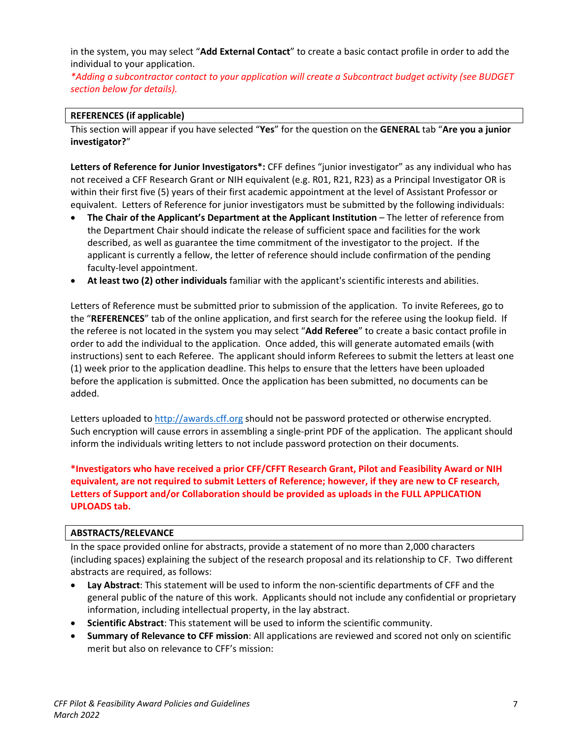in the system, you may select "**Add External Contact**" to create a basic contact profile in order to add the individual to your application.

*\*Adding a subcontractor contact to your application will create a Subcontract budget activity (see BUDGET section below for details).*

## REFERENCES (if applicable)

This section will appear if you have selected "**Yes**" for the question on the **GENERAL** tab "**Are you a junior investigator?**"

**Letters of Reference for Junior Investigators\*:** CFF defines "junior investigator" as any individual who has not received a CFF Research Grant or NIH equivalent (e.g. R01, R21, R23) as a Principal Investigator OR is within their first five (5) years of their first academic appointment at the level of Assistant Professor or equivalent. Letters of Reference for junior investigators must be submitted by the following individuals:

- **The Chair of the Applicant's Department at the Applicant Institution** – The letter of reference from the Department Chair should indicate the release of sufficient space and facilities for the work described, as well as guarantee the time commitment of the investigator to the project. If the applicant is currently a fellow, the letter of reference should include confirmation of the pending faculty-level appointment.
- **At least two (2) other individuals** familiar with the applicant's scientific interests and abilities.

Letters of Reference must be submitted prior to submission of the application. To invite Referees, go to the "**REFERENCES**" tab of the online application, and first search for the referee using the lookup field. If the referee is not located in the system you may select "**Add Referee**" to create a basic contact profile in order to add the individual to the application. Once added, this will generate automated emails (with instructions) sent to each Referee. The applicant should inform Referees to submit the letters at least one (1) week prior to the application deadline. This helps to ensure that the letters have been uploaded before the application is submitted. Once the application has been submitted, no documents can be added.

Letters uploaded to [http://awards.cff.org](http://awards.cff.org) should not be password protected or otherwise encrypted. Such encryption will cause errors in assembling a single-print PDF of the application. The applicant should inform the individuals writing letters to not include password protection on their documents.

**\*Investigators who have received a prior CFF/CFFT Research Grant, Pilot and Feasibility Award or NIH equivalent, are not required to submit Letters of Reference; however, if they are new to CF research, Letters of Support and/or Collaboration should be provided as uploads in the FULL APPLICATION UPLOADS tab.**

## ABSTRACTS/RELEVANCE

In the space provided online for abstracts, provide a statement of no more than 2,000 characters (including spaces) explaining the subject of the research proposal and its relationship to CF. Two different abstracts are required, as follows:

- **Lay Abstract**: This statement will be used to inform the non-scientific departments of CFF and the general public of the nature of this work. Applicants should not include any confidential or proprietary information, including intellectual property, in the lay abstract.
- **Scientific Abstract**: This statement will be used to inform the scientific community.
- **Summary of Relevance to CFF mission**: All applications are reviewed and scored not only on scientific merit but also on relevance to CFF's mission: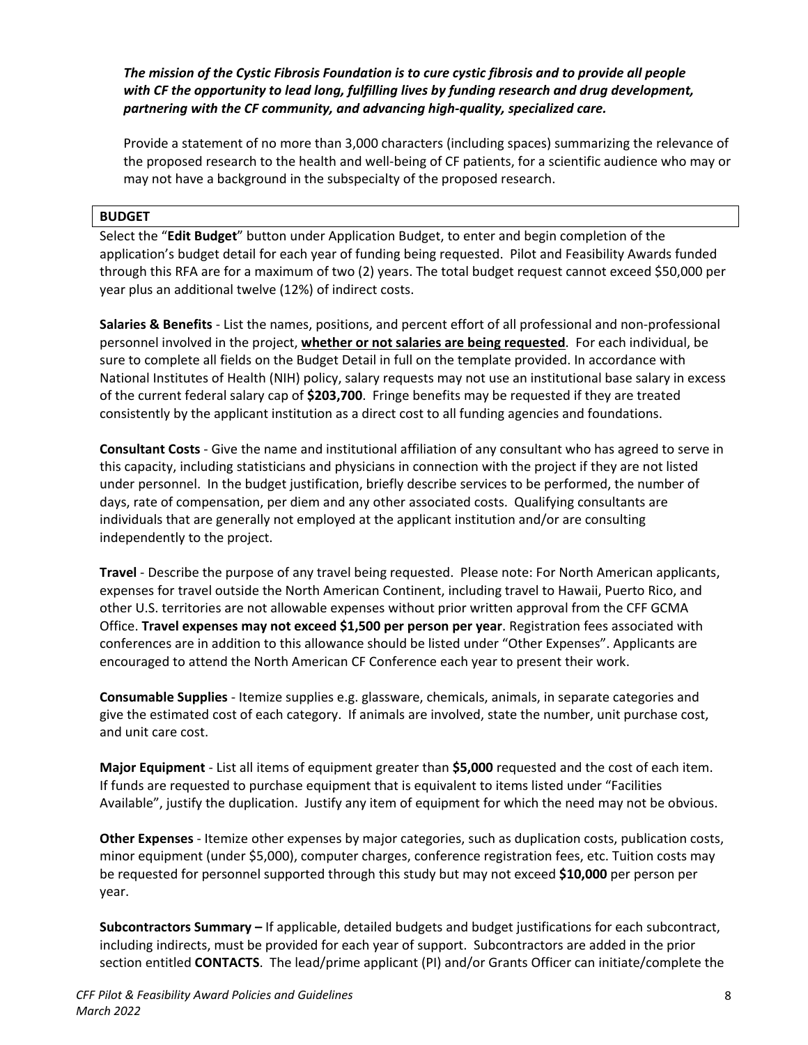***The mission of the Cystic Fibrosis Foundation is to cure cystic fibrosis and to provide all people with CF the opportunity to lead long, fulfilling lives by funding research and drug development, partnering with the CF community, and advancing high-quality, specialized care.***

Provide a statement of no more than 3,000 characters (including spaces) summarizing the relevance of the proposed research to the health and well-being of CF patients, for a scientific audience who may or may not have a background in the subspecialty of the proposed research.

## BUDGET

Select the "**Edit Budget**" button under Application Budget, to enter and begin completion of the application's budget detail for each year of funding being requested. Pilot and Feasibility Awards funded through this RFA are for a maximum of two (2) years. The total budget request cannot exceed $50,000 per year plus an additional twelve (12%) of indirect costs.

**Salaries & Benefits** - List the names, positions, and percent effort of all professional and non-professional personnel involved in the project, **whether or not salaries are being requested**. For each individual, be sure to complete all fields on the Budget Detail in full on the template provided. In accordance with National Institutes of Health (NIH) policy, salary requests may not use an institutional base salary in excess of the current federal salary cap of **$203,700**. Fringe benefits may be requested if they are treated consistently by the applicant institution as a direct cost to all funding agencies and foundations.

**Consultant Costs** - Give the name and institutional affiliation of any consultant who has agreed to serve in this capacity, including statisticians and physicians in connection with the project if they are not listed under personnel. In the budget justification, briefly describe services to be performed, the number of days, rate of compensation, per diem and any other associated costs. Qualifying consultants are individuals that are generally not employed at the applicant institution and/or are consulting independently to the project.

**Travel** - Describe the purpose of any travel being requested. Please note: For North American applicants, expenses for travel outside the North American Continent, including travel to Hawaii, Puerto Rico, and other U.S. territories are not allowable expenses without prior written approval from the CFF GCMA Office. **Travel expenses may not exceed $1,500 per person per year**. Registration fees associated with conferences are in addition to this allowance should be listed under "Other Expenses". Applicants are encouraged to attend the North American CF Conference each year to present their work.

**Consumable Supplies** - Itemize supplies e.g. glassware, chemicals, animals, in separate categories and give the estimated cost of each category. If animals are involved, state the number, unit purchase cost, and unit care cost.

**Major Equipment** - List all items of equipment greater than **$5,000** requested and the cost of each item. If funds are requested to purchase equipment that is equivalent to items listed under "Facilities Available", justify the duplication. Justify any item of equipment for which the need may not be obvious.

**Other Expenses** - Itemize other expenses by major categories, such as duplication costs, publication costs, minor equipment (under $5,000), computer charges, conference registration fees, etc. Tuition costs may be requested for personnel supported through this study but may not exceed **$10,000** per person per year.

**Subcontractors Summary –** If applicable, detailed budgets and budget justifications for each subcontract, including indirects, must be provided for each year of support. Subcontractors are added in the prior section entitled **CONTACTS**. The lead/prime applicant (PI) and/or Grants Officer can initiate/complete the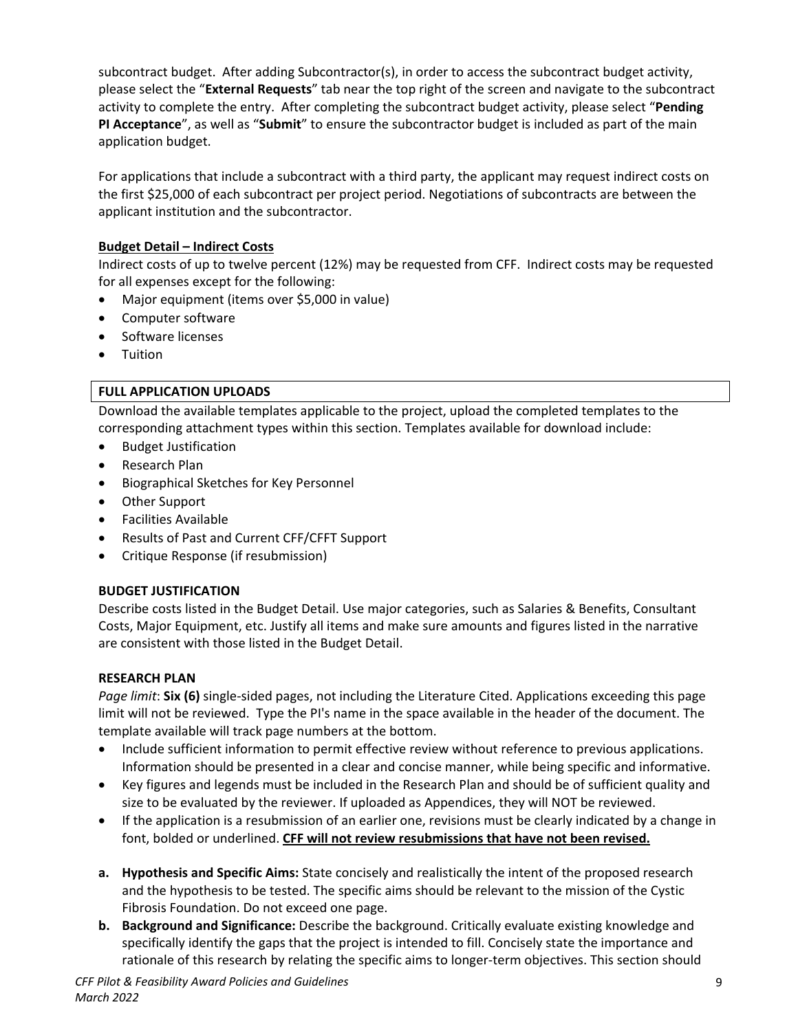subcontract budget. After adding Subcontractor(s), in order to access the subcontract budget activity, please select the "**External Requests**" tab near the top right of the screen and navigate to the subcontract activity to complete the entry. After completing the subcontract budget activity, please select "**Pending PI Acceptance**", as well as "**Submit**" to ensure the subcontractor budget is included as part of the main application budget.

For applications that include a subcontract with a third party, the applicant may request indirect costs on the first $25,000 of each subcontract per project period. Negotiations of subcontracts are between the applicant institution and the subcontractor.

**<u>Budget Detail – Indirect Costs</u>**

Indirect costs of up to twelve percent (12%) may be requested from CFF. Indirect costs may be requested for all expenses except for the following:

- Major equipment (items over $5,000 in value)
- Computer software
- Software licenses
- Tuition

## FULL APPLICATION UPLOADS

Download the available templates applicable to the project, upload the completed templates to the corresponding attachment types within this section. Templates available for download include:

- Budget Justification
- Research Plan
- Biographical Sketches for Key Personnel
- Other Support
- Facilities Available
- Results of Past and Current CFF/CFFT Support
- Critique Response (if resubmission)

### BUDGET JUSTIFICATION

Describe costs listed in the Budget Detail. Use major categories, such as Salaries & Benefits, Consultant Costs, Major Equipment, etc. Justify all items and make sure amounts and figures listed in the narrative are consistent with those listed in the Budget Detail.

### RESEARCH PLAN

*Page limit*: **Six (6)** single-sided pages, not including the Literature Cited. Applications exceeding this page limit will not be reviewed. Type the PI's name in the space available in the header of the document. The template available will track page numbers at the bottom.

- Include sufficient information to permit effective review without reference to previous applications. Information should be presented in a clear and concise manner, while being specific and informative.
- Key figures and legends must be included in the Research Plan and should be of sufficient quality and size to be evaluated by the reviewer. If uploaded as Appendices, they will NOT be reviewed.
- If the application is a resubmission of an earlier one, revisions must be clearly indicated by a change in font, bolded or underlined. **<u>CFF will not review resubmissions that have not been revised.</u>**

**a. Hypothesis and Specific Aims:** State concisely and realistically the intent of the proposed research and the hypothesis to be tested. The specific aims should be relevant to the mission of the Cystic Fibrosis Foundation. Do not exceed one page.

**b. Background and Significance:** Describe the background. Critically evaluate existing knowledge and specifically identify the gaps that the project is intended to fill. Concisely state the importance and rationale of this research by relating the specific aims to longer-term objectives. This section should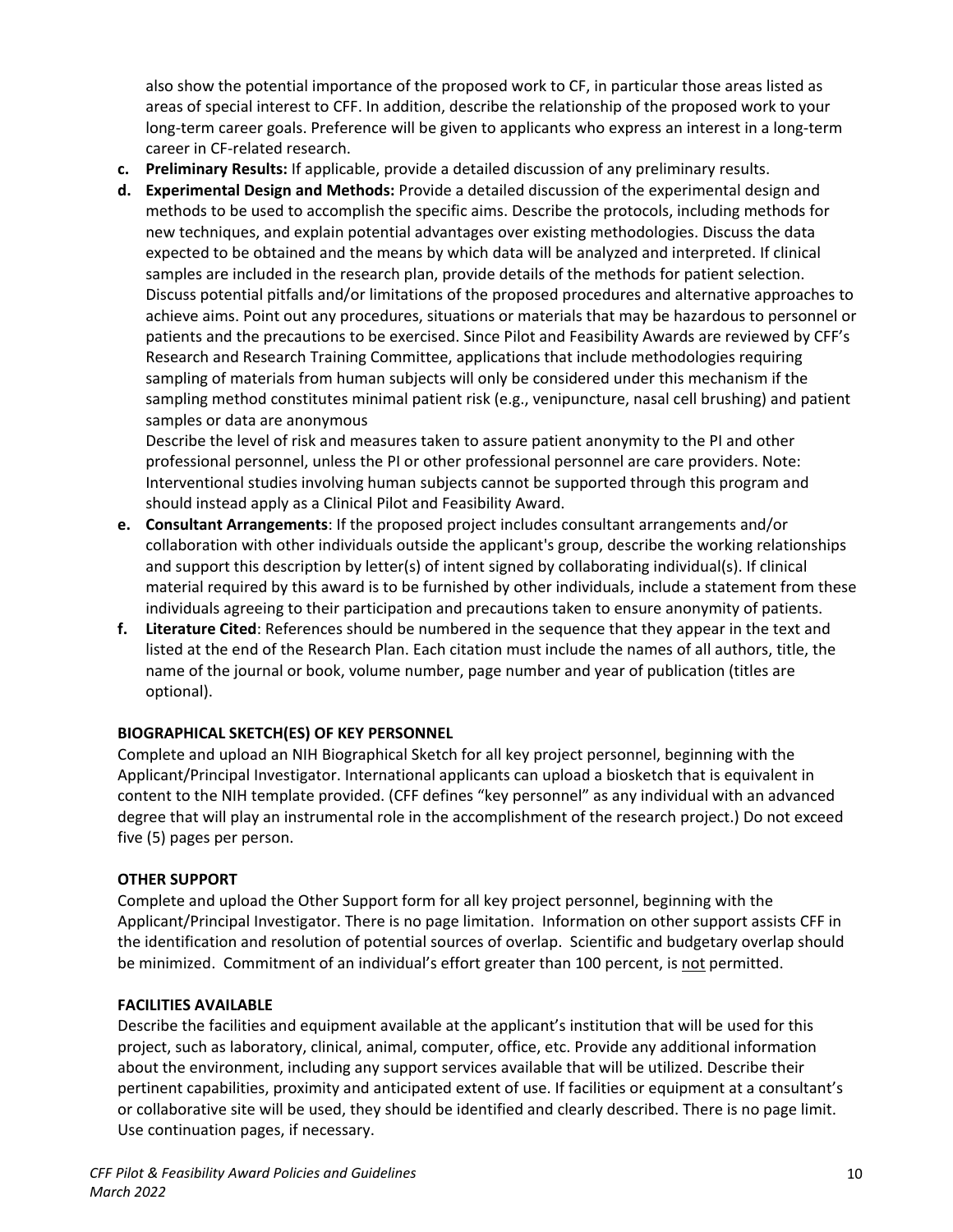also show the potential importance of the proposed work to CF, in particular those areas listed as areas of special interest to CFF. In addition, describe the relationship of the proposed work to your long-term career goals. Preference will be given to applicants who express an interest in a long-term career in CF-related research.

c. **Preliminary Results:** If applicable, provide a detailed discussion of any preliminary results.

d. **Experimental Design and Methods:** Provide a detailed discussion of the experimental design and methods to be used to accomplish the specific aims. Describe the protocols, including methods for new techniques, and explain potential advantages over existing methodologies. Discuss the data expected to be obtained and the means by which data will be analyzed and interpreted. If clinical samples are included in the research plan, provide details of the methods for patient selection. Discuss potential pitfalls and/or limitations of the proposed procedures and alternative approaches to achieve aims. Point out any procedures, situations or materials that may be hazardous to personnel or patients and the precautions to be exercised. Since Pilot and Feasibility Awards are reviewed by CFF's Research and Research Training Committee, applications that include methodologies requiring sampling of materials from human subjects will only be considered under this mechanism if the sampling method constitutes minimal patient risk (e.g., venipuncture, nasal cell brushing) and patient samples or data are anonymous

   Describe the level of risk and measures taken to assure patient anonymity to the PI and other professional personnel, unless the PI or other professional personnel are care providers. Note: Interventional studies involving human subjects cannot be supported through this program and should instead apply as a Clinical Pilot and Feasibility Award.

e. **Consultant Arrangements**: If the proposed project includes consultant arrangements and/or collaboration with other individuals outside the applicant's group, describe the working relationships and support this description by letter(s) of intent signed by collaborating individual(s). If clinical material required by this award is to be furnished by other individuals, include a statement from these individuals agreeing to their participation and precautions taken to ensure anonymity of patients.

f. **Literature Cited**: References should be numbered in the sequence that they appear in the text and listed at the end of the Research Plan. Each citation must include the names of all authors, title, the name of the journal or book, volume number, page number and year of publication (titles are optional).

**BIOGRAPHICAL SKETCH(ES) OF KEY PERSONNEL**

Complete and upload an NIH Biographical Sketch for all key project personnel, beginning with the Applicant/Principal Investigator. International applicants can upload a biosketch that is equivalent in content to the NIH template provided. (CFF defines "key personnel" as any individual with an advanced degree that will play an instrumental role in the accomplishment of the research project.) Do not exceed five (5) pages per person.

**OTHER SUPPORT**

Complete and upload the Other Support form for all key project personnel, beginning with the Applicant/Principal Investigator. There is no page limitation. Information on other support assists CFF in the identification and resolution of potential sources of overlap. Scientific and budgetary overlap should be minimized. Commitment of an individual's effort greater than 100 percent, is not permitted.

**FACILITIES AVAILABLE**

Describe the facilities and equipment available at the applicant's institution that will be used for this project, such as laboratory, clinical, animal, computer, office, etc. Provide any additional information about the environment, including any support services available that will be utilized. Describe their pertinent capabilities, proximity and anticipated extent of use. If facilities or equipment at a consultant's or collaborative site will be used, they should be identified and clearly described. There is no page limit. Use continuation pages, if necessary.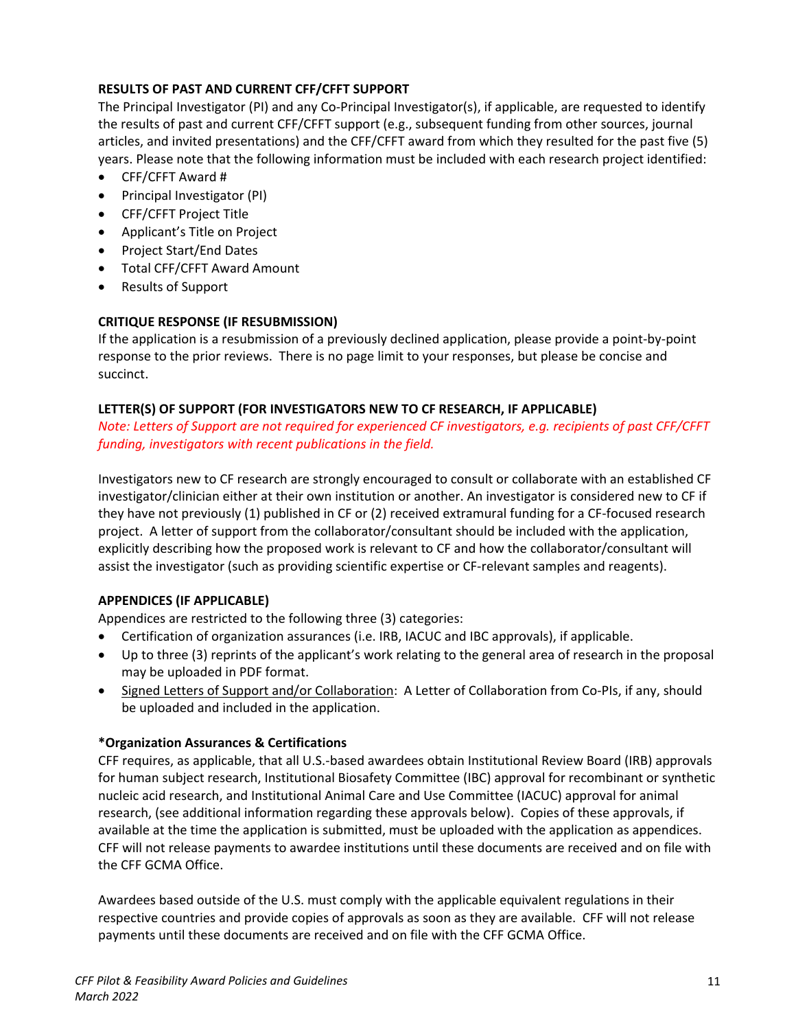**RESULTS OF PAST AND CURRENT CFF/CFFT SUPPORT**

The Principal Investigator (PI) and any Co-Principal Investigator(s), if applicable, are requested to identify the results of past and current CFF/CFFT support (e.g., subsequent funding from other sources, journal articles, and invited presentations) and the CFF/CFFT award from which they resulted for the past five (5) years. Please note that the following information must be included with each research project identified:

- CFF/CFFT Award #
- Principal Investigator (PI)
- CFF/CFFT Project Title
- Applicant's Title on Project
- Project Start/End Dates
- Total CFF/CFFT Award Amount
- Results of Support

**CRITIQUE RESPONSE (IF RESUBMISSION)**

If the application is a resubmission of a previously declined application, please provide a point-by-point response to the prior reviews. There is no page limit to your responses, but please be concise and succinct.

**LETTER(S) OF SUPPORT (FOR INVESTIGATORS NEW TO CF RESEARCH, IF APPLICABLE)**

*Note: Letters of Support are not required for experienced CF investigators, e.g. recipients of past CFF/CFFT funding, investigators with recent publications in the field.*

Investigators new to CF research are strongly encouraged to consult or collaborate with an established CF investigator/clinician either at their own institution or another. An investigator is considered new to CF if they have not previously (1) published in CF or (2) received extramural funding for a CF-focused research project. A letter of support from the collaborator/consultant should be included with the application, explicitly describing how the proposed work is relevant to CF and how the collaborator/consultant will assist the investigator (such as providing scientific expertise or CF-relevant samples and reagents).

**APPENDICES (IF APPLICABLE)**

Appendices are restricted to the following three (3) categories:

- Certification of organization assurances (i.e. IRB, IACUC and IBC approvals), if applicable.
- Up to three (3) reprints of the applicant's work relating to the general area of research in the proposal may be uploaded in PDF format.
- Signed Letters of Support and/or Collaboration: A Letter of Collaboration from Co-PIs, if any, should be uploaded and included in the application.

**\*Organization Assurances & Certifications**

CFF requires, as applicable, that all U.S.-based awardees obtain Institutional Review Board (IRB) approvals for human subject research, Institutional Biosafety Committee (IBC) approval for recombinant or synthetic nucleic acid research, and Institutional Animal Care and Use Committee (IACUC) approval for animal research, (see additional information regarding these approvals below). Copies of these approvals, if available at the time the application is submitted, must be uploaded with the application as appendices. CFF will not release payments to awardee institutions until these documents are received and on file with the CFF GCMA Office.

Awardees based outside of the U.S. must comply with the applicable equivalent regulations in their respective countries and provide copies of approvals as soon as they are available. CFF will not release payments until these documents are received and on file with the CFF GCMA Office.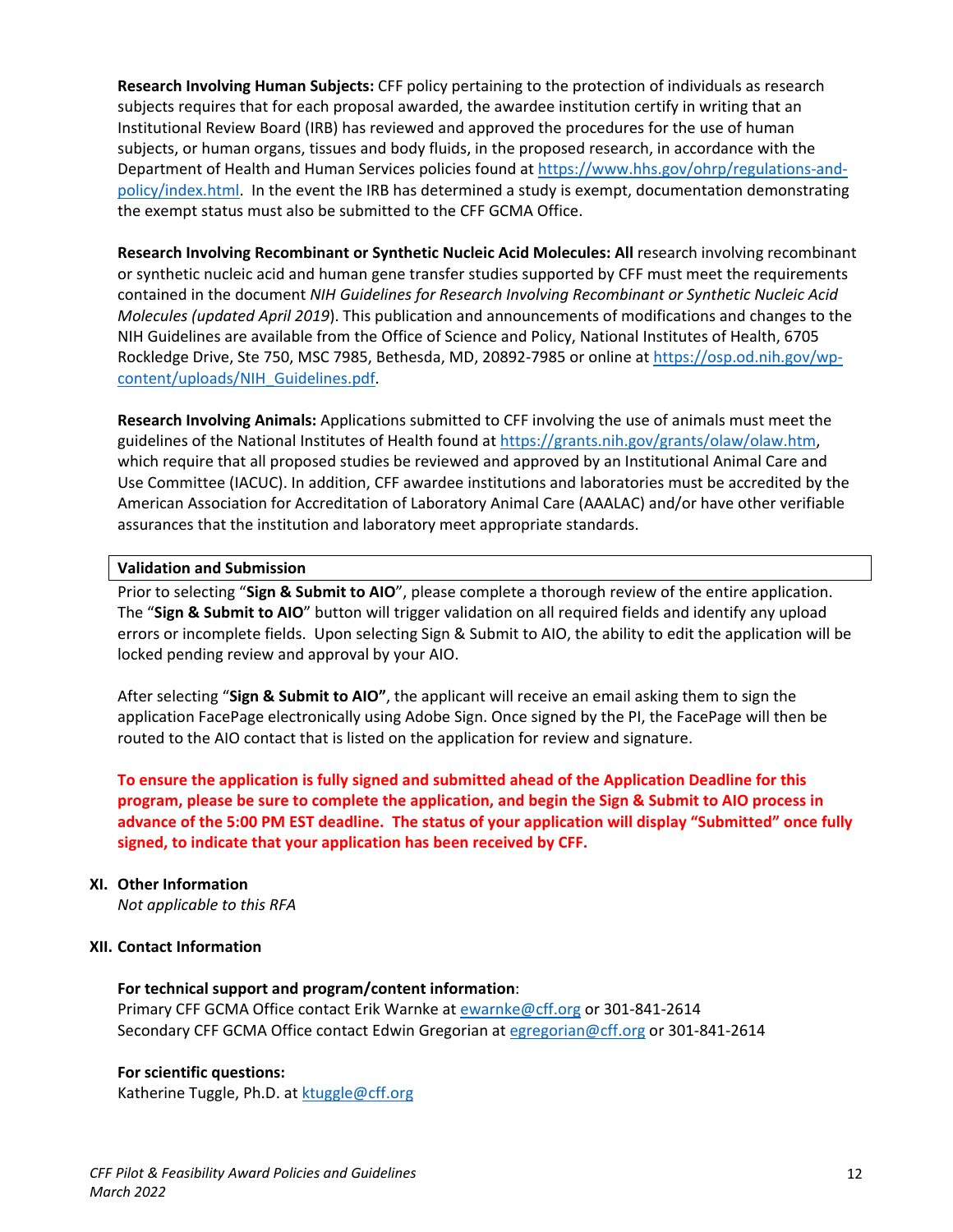**Research Involving Human Subjects:** CFF policy pertaining to the protection of individuals as research subjects requires that for each proposal awarded, the awardee institution certify in writing that an Institutional Review Board (IRB) has reviewed and approved the procedures for the use of human subjects, or human organs, tissues and body fluids, in the proposed research, in accordance with the Department of Health and Human Services policies found at https://www.hhs.gov/ohrp/regulations-and-policy/index.html. In the event the IRB has determined a study is exempt, documentation demonstrating the exempt status must also be submitted to the CFF GCMA Office.

**Research Involving Recombinant or Synthetic Nucleic Acid Molecules: All** research involving recombinant or synthetic nucleic acid and human gene transfer studies supported by CFF must meet the requirements contained in the document *NIH Guidelines for Research Involving Recombinant or Synthetic Nucleic Acid Molecules (updated April 2019)*. This publication and announcements of modifications and changes to the NIH Guidelines are available from the Office of Science and Policy, National Institutes of Health, 6705 Rockledge Drive, Ste 750, MSC 7985, Bethesda, MD, 20892-7985 or online at https://osp.od.nih.gov/wp-content/uploads/NIH_Guidelines.pdf.

**Research Involving Animals:** Applications submitted to CFF involving the use of animals must meet the guidelines of the National Institutes of Health found at https://grants.nih.gov/grants/olaw/olaw.htm, which require that all proposed studies be reviewed and approved by an Institutional Animal Care and Use Committee (IACUC). In addition, CFF awardee institutions and laboratories must be accredited by the American Association for Accreditation of Laboratory Animal Care (AAALAC) and/or have other verifiable assurances that the institution and laboratory meet appropriate standards.

**Validation and Submission**

Prior to selecting "**Sign & Submit to AIO**", please complete a thorough review of the entire application. The "**Sign & Submit to AIO**" button will trigger validation on all required fields and identify any upload errors or incomplete fields. Upon selecting Sign & Submit to AIO, the ability to edit the application will be locked pending review and approval by your AIO.

After selecting "**Sign & Submit to AIO"**, the applicant will receive an email asking them to sign the application FacePage electronically using Adobe Sign. Once signed by the PI, the FacePage will then be routed to the AIO contact that is listed on the application for review and signature.

**To ensure the application is fully signed and submitted ahead of the Application Deadline for this program, please be sure to complete the application, and begin the Sign & Submit to AIO process in advance of the 5:00 PM EST deadline. The status of your application will display "Submitted" once fully signed, to indicate that your application has been received by CFF.**

## XI. Other Information

*Not applicable to this RFA*

## XII. Contact Information

**For technical support and program/content information**:
Primary CFF GCMA Office contact Erik Warnke at ewarnke@cff.org or 301-841-2614
Secondary CFF GCMA Office contact Edwin Gregorian at egregorian@cff.org or 301-841-2614

**For scientific questions:**
Katherine Tuggle, Ph.D. at ktuggle@cff.org